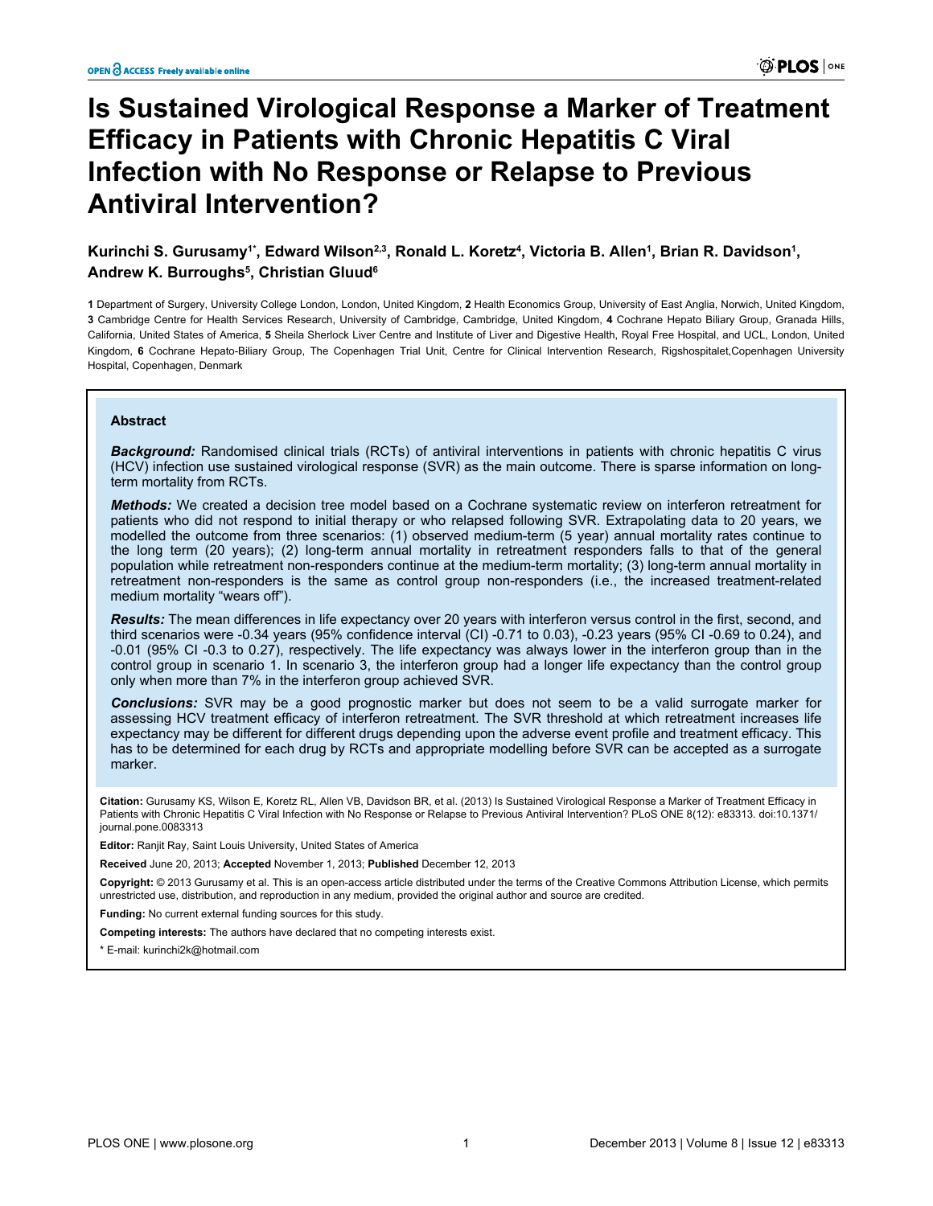# Is Sustained Virological Response a Marker of Treatment Efficacy in Patients with Chronic Hepatitis C Viral Infection with No Response or Relapse to Previous Antiviral Intervention?

**Kurinchi S. Gurusamy[1*], Edward Wilson[2,3], Ronald L. Koretz[4], Victoria B. Allen[1], Brian R. Davidson[1], Andrew K. Burroughs[5], Christian Gluud[6]**

**1** Department of Surgery, University College London, London, United Kingdom, **2** Health Economics Group, University of East Anglia, Norwich, United Kingdom, **3** Cambridge Centre for Health Services Research, University of Cambridge, Cambridge, United Kingdom, **4** Cochrane Hepato Biliary Group, Granada Hills, California, United States of America, **5** Sheila Sherlock Liver Centre and Institute of Liver and Digestive Health, Royal Free Hospital, and UCL, London, United Kingdom, **6** Cochrane Hepato-Biliary Group, The Copenhagen Trial Unit, Centre for Clinical Intervention Research, Rigshospitalet,Copenhagen University Hospital, Copenhagen, Denmark

## Abstract

***Background:*** Randomised clinical trials (RCTs) of antiviral interventions in patients with chronic hepatitis C virus (HCV) infection use sustained virological response (SVR) as the main outcome. There is sparse information on long-term mortality from RCTs.

***Methods:*** We created a decision tree model based on a Cochrane systematic review on interferon retreatment for patients who did not respond to initial therapy or who relapsed following SVR. Extrapolating data to 20 years, we modelled the outcome from three scenarios: (1) observed medium-term (5 year) annual mortality rates continue to the long term (20 years); (2) long-term annual mortality in retreatment responders falls to that of the general population while retreatment non-responders continue at the medium-term mortality; (3) long-term annual mortality in retreatment non-responders is the same as control group non-responders (i.e., the increased treatment-related medium mortality "wears off").

***Results:*** The mean differences in life expectancy over 20 years with interferon versus control in the first, second, and third scenarios were -0.34 years (95% confidence interval (CI) -0.71 to 0.03), -0.23 years (95% CI -0.69 to 0.24), and -0.01 (95% CI -0.3 to 0.27), respectively. The life expectancy was always lower in the interferon group than in the control group in scenario 1. In scenario 3, the interferon group had a longer life expectancy than the control group only when more than 7% in the interferon group achieved SVR.

***Conclusions:*** SVR may be a good prognostic marker but does not seem to be a valid surrogate marker for assessing HCV treatment efficacy of interferon retreatment. The SVR threshold at which retreatment increases life expectancy may be different for different drugs depending upon the adverse event profile and treatment efficacy. This has to be determined for each drug by RCTs and appropriate modelling before SVR can be accepted as a surrogate marker.

**Citation:** Gurusamy KS, Wilson E, Koretz RL, Allen VB, Davidson BR, et al. (2013) Is Sustained Virological Response a Marker of Treatment Efficacy in Patients with Chronic Hepatitis C Viral Infection with No Response or Relapse to Previous Antiviral Intervention? PLoS ONE 8(12): e83313. doi:10.1371/journal.pone.0083313

**Editor:** Ranjit Ray, Saint Louis University, United States of America

**Received** June 20, 2013; **Accepted** November 1, 2013; **Published** December 12, 2013

**Copyright:** © 2013 Gurusamy et al. This is an open-access article distributed under the terms of the Creative Commons Attribution License, which permits unrestricted use, distribution, and reproduction in any medium, provided the original author and source are credited.

**Funding:** No current external funding sources for this study.

**Competing interests:** The authors have declared that no competing interests exist.

\* E-mail: kurinchi2k@hotmail.com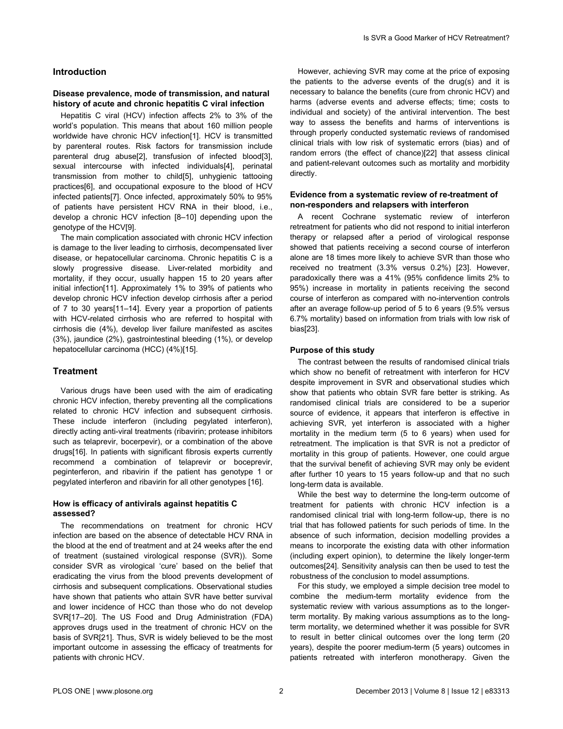## Introduction

### Disease prevalence, mode of transmission, and natural history of acute and chronic hepatitis C viral infection

Hepatitis C viral (HCV) infection affects 2% to 3% of the world's population. This means that about 160 million people worldwide have chronic HCV infection[1]. HCV is transmitted by parenteral routes. Risk factors for transmission include parenteral drug abuse[2], transfusion of infected blood[3], sexual intercourse with infected individuals[4], perinatal transmission from mother to child[5], unhygienic tattooing practices[6], and occupational exposure to the blood of HCV infected patients[7]. Once infected, approximately 50% to 95% of patients have persistent HCV RNA in their blood, i.e., develop a chronic HCV infection [8–10] depending upon the genotype of the HCV[9].

The main complication associated with chronic HCV infection is damage to the liver leading to cirrhosis, decompensated liver disease, or hepatocellular carcinoma. Chronic hepatitis C is a slowly progressive disease. Liver-related morbidity and mortality, if they occur, usually happen 15 to 20 years after initial infection[11]. Approximately 1% to 39% of patients who develop chronic HCV infection develop cirrhosis after a period of 7 to 30 years[11–14]. Every year a proportion of patients with HCV-related cirrhosis who are referred to hospital with cirrhosis die (4%), develop liver failure manifested as ascites (3%), jaundice (2%), gastrointestinal bleeding (1%), or develop hepatocellular carcinoma (HCC) (4%)[15].

## Treatment

Various drugs have been used with the aim of eradicating chronic HCV infection, thereby preventing all the complications related to chronic HCV infection and subsequent cirrhosis. These include interferon (including pegylated interferon), directly acting anti-viral treatments (ribavirin; protease inhibitors such as telaprevir, bocerpevir), or a combination of the above drugs[16]. In patients with significant fibrosis experts currently recommend a combination of telaprevir or boceprevir, peginterferon, and ribavirin if the patient has genotype 1 or pegylated interferon and ribavirin for all other genotypes [16].

### How is efficacy of antivirals against hepatitis C assessed?

The recommendations on treatment for chronic HCV infection are based on the absence of detectable HCV RNA in the blood at the end of treatment and at 24 weeks after the end of treatment (sustained virological response (SVR)). Some consider SVR as virological 'cure' based on the belief that eradicating the virus from the blood prevents development of cirrhosis and subsequent complications. Observational studies have shown that patients who attain SVR have better survival and lower incidence of HCC than those who do not develop SVR[17–20]. The US Food and Drug Administration (FDA) approves drugs used in the treatment of chronic HCV on the basis of SVR[21]. Thus, SVR is widely believed to be the most important outcome in assessing the efficacy of treatments for patients with chronic HCV.

However, achieving SVR may come at the price of exposing the patients to the adverse events of the drug(s) and it is necessary to balance the benefits (cure from chronic HCV) and harms (adverse events and adverse effects; time; costs to individual and society) of the antiviral intervention. The best way to assess the benefits and harms of interventions is through properly conducted systematic reviews of randomised clinical trials with low risk of systematic errors (bias) and of random errors (the effect of chance)[22] that assess clinical and patient-relevant outcomes such as mortality and morbidity directly.

### Evidence from a systematic review of re-treatment of non-responders and relapsers with interferon

A recent Cochrane systematic review of interferon retreatment for patients who did not respond to initial interferon therapy or relapsed after a period of virological response showed that patients receiving a second course of interferon alone are 18 times more likely to achieve SVR than those who received no treatment (3.3% versus 0.2%) [23]. However, paradoxically there was a 41% (95% confidence limits 2% to 95%) increase in mortality in patients receiving the second course of interferon as compared with no-intervention controls after an average follow-up period of 5 to 6 years (9.5% versus 6.7% mortality) based on information from trials with low risk of bias[23].

### Purpose of this study

The contrast between the results of randomised clinical trials which show no benefit of retreatment with interferon for HCV despite improvement in SVR and observational studies which show that patients who obtain SVR fare better is striking. As randomised clinical trials are considered to be a superior source of evidence, it appears that interferon is effective in achieving SVR, yet interferon is associated with a higher mortality in the medium term (5 to 6 years) when used for retreatment. The implication is that SVR is not a predictor of mortality in this group of patients. However, one could argue that the survival benefit of achieving SVR may only be evident after further 10 years to 15 years follow-up and that no such long-term data is available.

While the best way to determine the long-term outcome of treatment for patients with chronic HCV infection is a randomised clinical trial with long-term follow-up, there is no trial that has followed patients for such periods of time. In the absence of such information, decision modelling provides a means to incorporate the existing data with other information (including expert opinion), to determine the likely longer-term outcomes[24]. Sensitivity analysis can then be used to test the robustness of the conclusion to model assumptions.

For this study, we employed a simple decision tree model to combine the medium-term mortality evidence from the systematic review with various assumptions as to the longer-term mortality. By making various assumptions as to the long-term mortality, we determined whether it was possible for SVR to result in better clinical outcomes over the long term (20 years), despite the poorer medium-term (5 years) outcomes in patients retreated with interferon monotherapy. Given the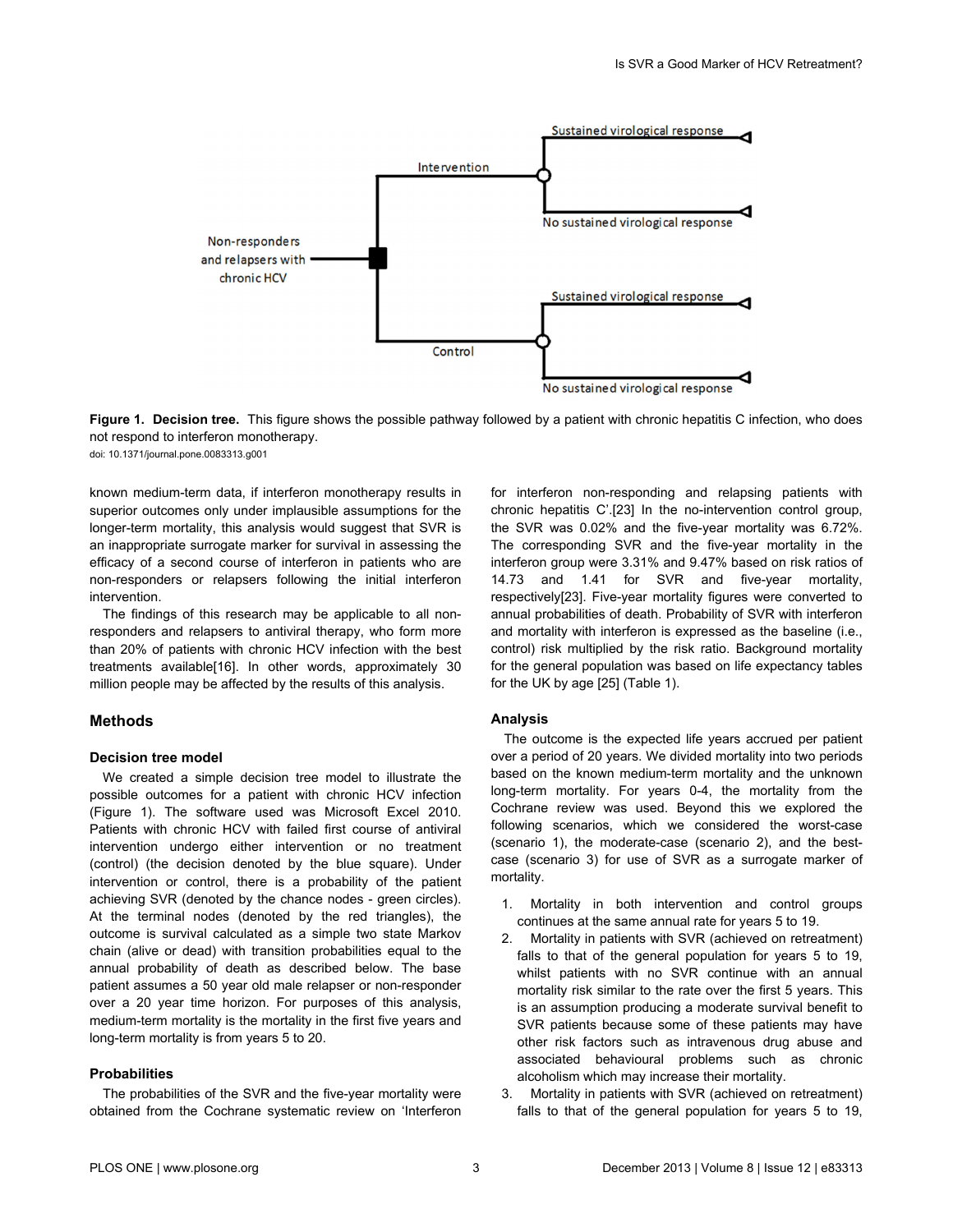**Figure 1. Decision tree.** This figure shows the possible pathway followed by a patient with chronic hepatitis C infection, who does not respond to interferon monotherapy.

doi: 10.1371/journal.pone.0083313.g001

known medium-term data, if interferon monotherapy results in superior outcomes only under implausible assumptions for the longer-term mortality, this analysis would suggest that SVR is an inappropriate surrogate marker for survival in assessing the efficacy of a second course of interferon in patients who are non-responders or relapsers following the initial interferon intervention.

The findings of this research may be applicable to all non-responders and relapsers to antiviral therapy, who form more than 20% of patients with chronic HCV infection with the best treatments available[16]. In other words, approximately 30 million people may be affected by the results of this analysis.

## Methods

### Decision tree model

We created a simple decision tree model to illustrate the possible outcomes for a patient with chronic HCV infection (Figure 1). The software used was Microsoft Excel 2010. Patients with chronic HCV with failed first course of antiviral intervention undergo either intervention or no treatment (control) (the decision denoted by the blue square). Under intervention or control, there is a probability of the patient achieving SVR (denoted by the chance nodes - green circles). At the terminal nodes (denoted by the red triangles), the outcome is survival calculated as a simple two state Markov chain (alive or dead) with transition probabilities equal to the annual probability of death as described below. The base patient assumes a 50 year old male relapser or non-responder over a 20 year time horizon. For purposes of this analysis, medium-term mortality is the mortality in the first five years and long-term mortality is from years 5 to 20.

### Probabilities

The probabilities of the SVR and the five-year mortality were obtained from the Cochrane systematic review on 'Interferon for interferon non-responding and relapsing patients with chronic hepatitis C'.[23] In the no-intervention control group, the SVR was 0.02% and the five-year mortality was 6.72%. The corresponding SVR and the five-year mortality in the interferon group were 3.31% and 9.47% based on risk ratios of 14.73 and 1.41 for SVR and five-year mortality, respectively[23]. Five-year mortality figures were converted to annual probabilities of death. Probability of SVR with interferon and mortality with interferon is expressed as the baseline (i.e., control) risk multiplied by the risk ratio. Background mortality for the general population was based on life expectancy tables for the UK by age [25] (Table 1).

### Analysis

The outcome is the expected life years accrued per patient over a period of 20 years. We divided mortality into two periods based on the known medium-term mortality and the unknown long-term mortality. For years 0-4, the mortality from the Cochrane review was used. Beyond this we explored the following scenarios, which we considered the worst-case (scenario 1), the moderate-case (scenario 2), and the best-case (scenario 3) for use of SVR as a surrogate marker of mortality.

1. Mortality in both intervention and control groups continues at the same annual rate for years 5 to 19.
2. Mortality in patients with SVR (achieved on retreatment) falls to that of the general population for years 5 to 19, whilst patients with no SVR continue with an annual mortality risk similar to the rate over the first 5 years. This is an assumption producing a moderate survival benefit to SVR patients because some of these patients may have other risk factors such as intravenous drug abuse and associated behavioural problems such as chronic alcoholism which may increase their mortality.
3. Mortality in patients with SVR (achieved on retreatment) falls to that of the general population for years 5 to 19,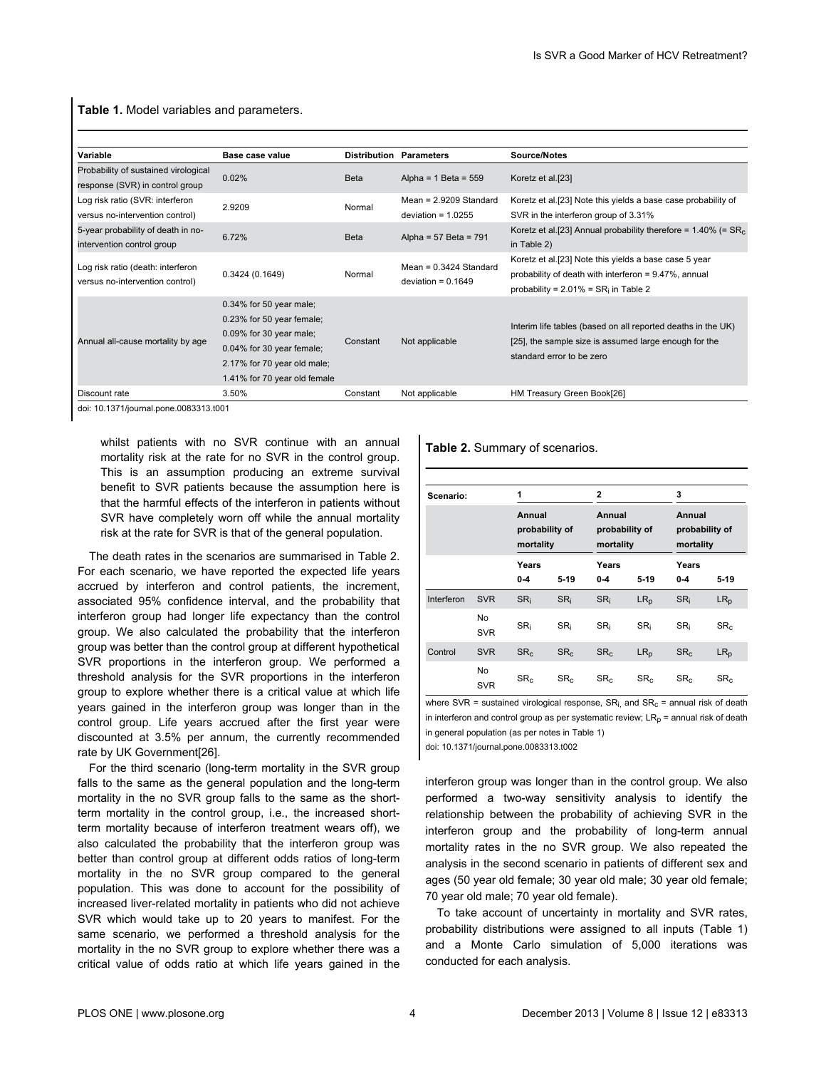**Table 1.** Model variables and parameters.

| Variable | Base case value | Distribution | Parameters | Source/Notes |
| --- | --- | --- | --- | --- |
| Probability of sustained virological response (SVR) in control group | 0.02% | Beta | Alpha = 1 Beta = 559 | Koretz et al.[23] |
| Log risk ratio (SVR: interferon versus no-intervention control) | 2.9209 | Normal | Mean = 2.9209 Standard deviation = 1.0255 | Koretz et al.[23] Note this yields a base case probability of SVR in the interferon group of 3.31% |
| 5-year probability of death in no-intervention control group | 6.72% | Beta | Alpha = 57 Beta = 791 | Koretz et al.[23] Annual probability therefore = 1.40% (= $SR_c$ in Table 2) |
| Log risk ratio (death: interferon versus no-intervention control) | 0.3424 (0.1649) | Normal | Mean = 0.3424 Standard deviation = 0.1649 | Koretz et al.[23] Note this yields a base case 5 year probability of death with interferon = 9.47%, annual probability = 2.01% = $SR_i$ in Table 2 |
| Annual all-cause mortality by age | 0.34% for 50 year male; 0.23% for 50 year female; 0.09% for 30 year male; 0.04% for 30 year female; 2.17% for 70 year old male; 1.41% for 70 year old female | Constant | Not applicable | Interim life tables (based on all reported deaths in the UK) [25], the sample size is assumed large enough for the standard error to be zero |
| Discount rate | 3.50% | Constant | Not applicable | HM Treasury Green Book[26] |

doi: 10.1371/journal.pone.0083313.t001

whilst patients with no SVR continue with an annual mortality risk at the rate for no SVR in the control group. This is an assumption producing an extreme survival benefit to SVR patients because the assumption here is that the harmful effects of the interferon in patients without SVR have completely worn off while the annual mortality risk at the rate for SVR is that of the general population.

The death rates in the scenarios are summarised in Table 2. For each scenario, we have reported the expected life years accrued by interferon and control patients, the increment, associated 95% confidence interval, and the probability that interferon group had longer life expectancy than the control group. We also calculated the probability that the interferon group was better than the control group at different hypothetical SVR proportions in the interferon group. We performed a threshold analysis for the SVR proportions in the interferon group to explore whether there is a critical value at which life years gained in the interferon group was longer than in the control group. Life years accrued after the first year were discounted at 3.5% per annum, the currently recommended rate by UK Government[26].

For the third scenario (long-term mortality in the SVR group falls to the same as the general population and the long-term mortality in the no SVR group falls to the same as the short-term mortality in the control group, i.e., the increased short-term mortality because of interferon treatment wears off), we also calculated the probability that the interferon group was better than control group at different odds ratios of long-term mortality in the no SVR group compared to the general population. This was done to account for the possibility of increased liver-related mortality in patients who did not achieve SVR which would take up to 20 years to manifest. For the same scenario, we performed a threshold analysis for the mortality in the no SVR group to explore whether there was a critical value of odds ratio at which life years gained in the interferon group was longer than in the control group. We also performed a two-way sensitivity analysis to identify the relationship between the probability of achieving SVR in the interferon group and the probability of long-term annual mortality rates in the no SVR group. We also repeated the analysis in the second scenario in patients of different sex and ages (50 year old female; 30 year old male; 30 year old female; 70 year old male; 70 year old female).

To take account of uncertainty in mortality and SVR rates, probability distributions were assigned to all inputs (Table 1) and a Monte Carlo simulation of 5,000 iterations was conducted for each analysis.

**Table 2.** Summary of scenarios.

| Scenario: | | 1 | | 2 | | 3 | |
| --- | --- | --- | --- | --- | --- | --- | --- |
| | | Annual probability of mortality | | Annual probability of mortality | | Annual probability of mortality | |
| | | Years 0-4 | 5-19 | Years 0-4 | 5-19 | Years 0-4 | 5-19 |
| Interferon | SVR | $SR_i$ | $SR_i$ | $SR_i$ | $LR_p$ | $SR_i$ | $LR_p$ |
| | No SVR | $SR_i$ | $SR_i$ | $SR_i$ | $SR_i$ | $SR_i$ | $SR_c$ |
| Control | SVR | $SR_c$ | $SR_c$ | $SR_c$ | $LR_p$ | $SR_c$ | $LR_p$ |
| | No SVR | $SR_c$ | $SR_c$ | $SR_c$ | $SR_c$ | $SR_c$ | $SR_c$ |

where SVR = sustained virological response, $SR_i$ and $SR_c$ = annual risk of death in interferon and control group as per systematic review; $LR_p$ = annual risk of death in general population (as per notes in Table 1)

doi: 10.1371/journal.pone.0083313.t002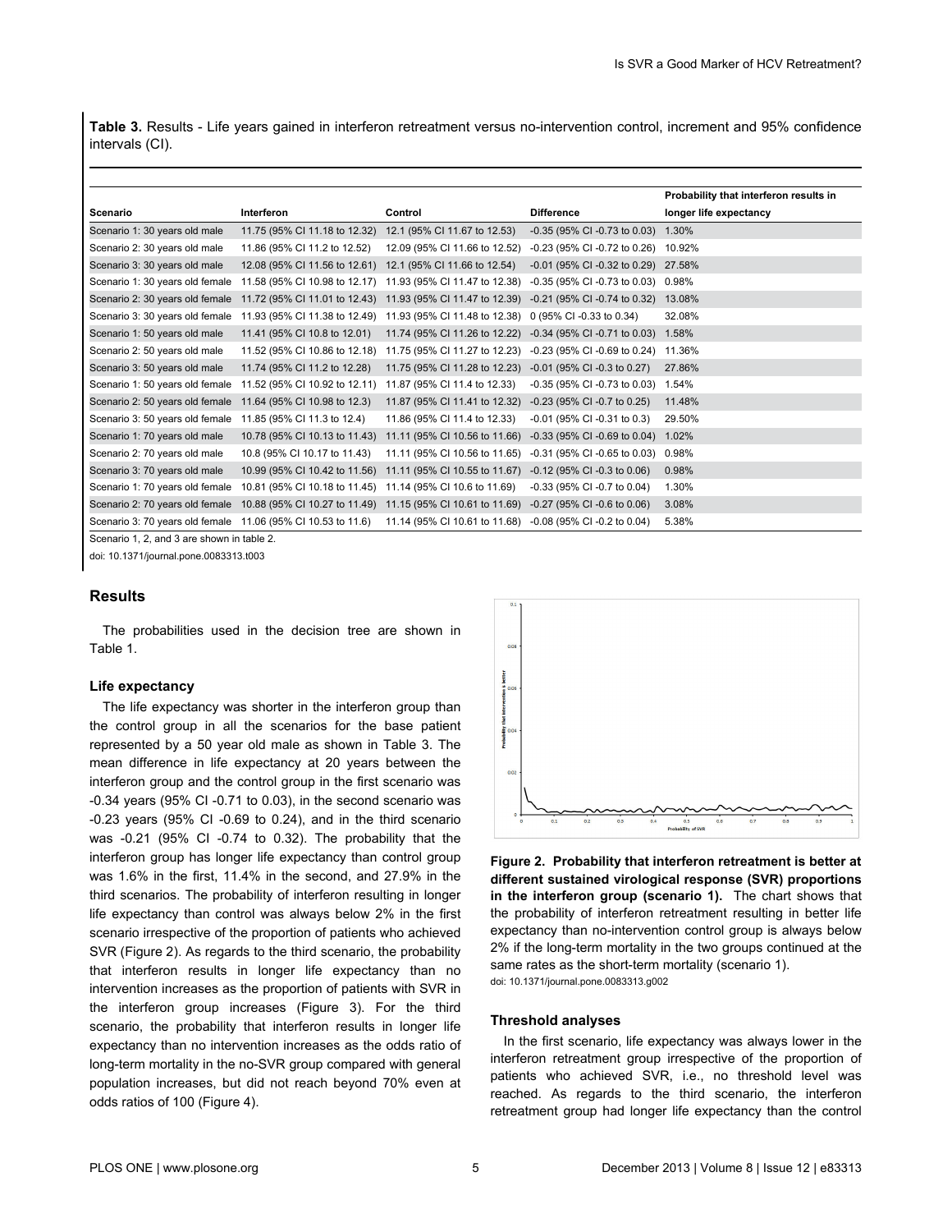**Table 3.** Results - Life years gained in interferon retreatment versus no-intervention control, increment and 95% confidence intervals (CI).

| Scenario | Interferon | Control | Difference | Probability that interferon results in longer life expectancy |
|---|---|---|---|---|
| Scenario 1: 30 years old male | 11.75 (95% CI 11.18 to 12.32) | 12.1 (95% CI 11.67 to 12.53) | -0.35 (95% CI -0.73 to 0.03) | 1.30% |
| Scenario 2: 30 years old male | 11.86 (95% CI 11.2 to 12.52) | 12.09 (95% CI 11.66 to 12.52) | -0.23 (95% CI -0.72 to 0.26) | 10.92% |
| Scenario 3: 30 years old male | 12.08 (95% CI 11.56 to 12.61) | 12.1 (95% CI 11.66 to 12.54) | -0.01 (95% CI -0.32 to 0.29) | 27.58% |
| Scenario 1: 30 years old female | 11.58 (95% CI 10.98 to 12.17) | 11.93 (95% CI 11.47 to 12.38) | -0.35 (95% CI -0.73 to 0.03) | 0.98% |
| Scenario 2: 30 years old female | 11.72 (95% CI 11.01 to 12.43) | 11.93 (95% CI 11.47 to 12.39) | -0.21 (95% CI -0.74 to 0.32) | 13.08% |
| Scenario 3: 30 years old female | 11.93 (95% CI 11.38 to 12.49) | 11.93 (95% CI 11.48 to 12.38) | 0 (95% CI -0.33 to 0.34) | 32.08% |
| Scenario 1: 50 years old male | 11.41 (95% CI 10.8 to 12.01) | 11.74 (95% CI 11.26 to 12.22) | -0.34 (95% CI -0.71 to 0.03) | 1.58% |
| Scenario 2: 50 years old male | 11.52 (95% CI 10.86 to 12.18) | 11.75 (95% CI 11.27 to 12.23) | -0.23 (95% CI -0.69 to 0.24) | 11.36% |
| Scenario 3: 50 years old male | 11.74 (95% CI 11.2 to 12.28) | 11.75 (95% CI 11.28 to 12.23) | -0.01 (95% CI -0.3 to 0.27) | 27.86% |
| Scenario 1: 50 years old female | 11.52 (95% CI 10.92 to 12.11) | 11.87 (95% CI 11.4 to 12.33) | -0.35 (95% CI -0.73 to 0.03) | 1.54% |
| Scenario 2: 50 years old female | 11.64 (95% CI 10.98 to 12.3) | 11.87 (95% CI 11.41 to 12.32) | -0.23 (95% CI -0.7 to 0.25) | 11.48% |
| Scenario 3: 50 years old female | 11.85 (95% CI 11.3 to 12.4) | 11.86 (95% CI 11.4 to 12.33) | -0.01 (95% CI -0.31 to 0.3) | 29.50% |
| Scenario 1: 70 years old male | 10.78 (95% CI 10.13 to 11.43) | 11.11 (95% CI 10.56 to 11.66) | -0.33 (95% CI -0.69 to 0.04) | 1.02% |
| Scenario 2: 70 years old male | 10.8 (95% CI 10.17 to 11.43) | 11.11 (95% CI 10.56 to 11.65) | -0.31 (95% CI -0.65 to 0.03) | 0.98% |
| Scenario 3: 70 years old male | 10.99 (95% CI 10.42 to 11.56) | 11.11 (95% CI 10.55 to 11.67) | -0.12 (95% CI -0.3 to 0.06) | 0.98% |
| Scenario 1: 70 years old female | 10.81 (95% CI 10.18 to 11.45) | 11.14 (95% CI 10.6 to 11.69) | -0.33 (95% CI -0.7 to 0.04) | 1.30% |
| Scenario 2: 70 years old female | 10.88 (95% CI 10.27 to 11.49) | 11.15 (95% CI 10.61 to 11.69) | -0.27 (95% CI -0.6 to 0.06) | 3.08% |
| Scenario 3: 70 years old female | 11.06 (95% CI 10.53 to 11.6) | 11.14 (95% CI 10.61 to 11.68) | -0.08 (95% CI -0.2 to 0.04) | 5.38% |

Scenario 1, 2, and 3 are shown in table 2.

doi: 10.1371/journal.pone.0083313.t003

## Results

The probabilities used in the decision tree are shown in Table 1.

### Life expectancy

The life expectancy was shorter in the interferon group than the control group in all the scenarios for the base patient represented by a 50 year old male as shown in Table 3. The mean difference in life expectancy at 20 years between the interferon group and the control group in the first scenario was -0.34 years (95% CI -0.71 to 0.03), in the second scenario was -0.23 years (95% CI -0.69 to 0.24), and in the third scenario was -0.21 (95% CI -0.74 to 0.32). The probability that the interferon group has longer life expectancy than control group was 1.6% in the first, 11.4% in the second, and 27.9% in the third scenarios. The probability of interferon resulting in longer life expectancy than control was always below 2% in the first scenario irrespective of the proportion of patients who achieved SVR (Figure 2). As regards to the third scenario, the probability that interferon results in longer life expectancy than no intervention increases as the proportion of patients with SVR in the interferon group increases (Figure 3). For the third scenario, the probability that interferon results in longer life expectancy than no intervention increases as the odds ratio of long-term mortality in the no-SVR group compared with general population increases, but did not reach beyond 70% even at odds ratios of 100 (Figure 4).

**Figure 2. Probability that interferon retreatment is better at different sustained virological response (SVR) proportions in the interferon group (scenario 1).** The chart shows that the probability of interferon retreatment resulting in better life expectancy than no-intervention control group is always below 2% if the long-term mortality in the two groups continued at the same rates as the short-term mortality (scenario 1).

doi: 10.1371/journal.pone.0083313.g002

### Threshold analyses

In the first scenario, life expectancy was always lower in the interferon retreatment group irrespective of the proportion of patients who achieved SVR, i.e., no threshold level was reached. As regards to the third scenario, the interferon retreatment group had longer life expectancy than the control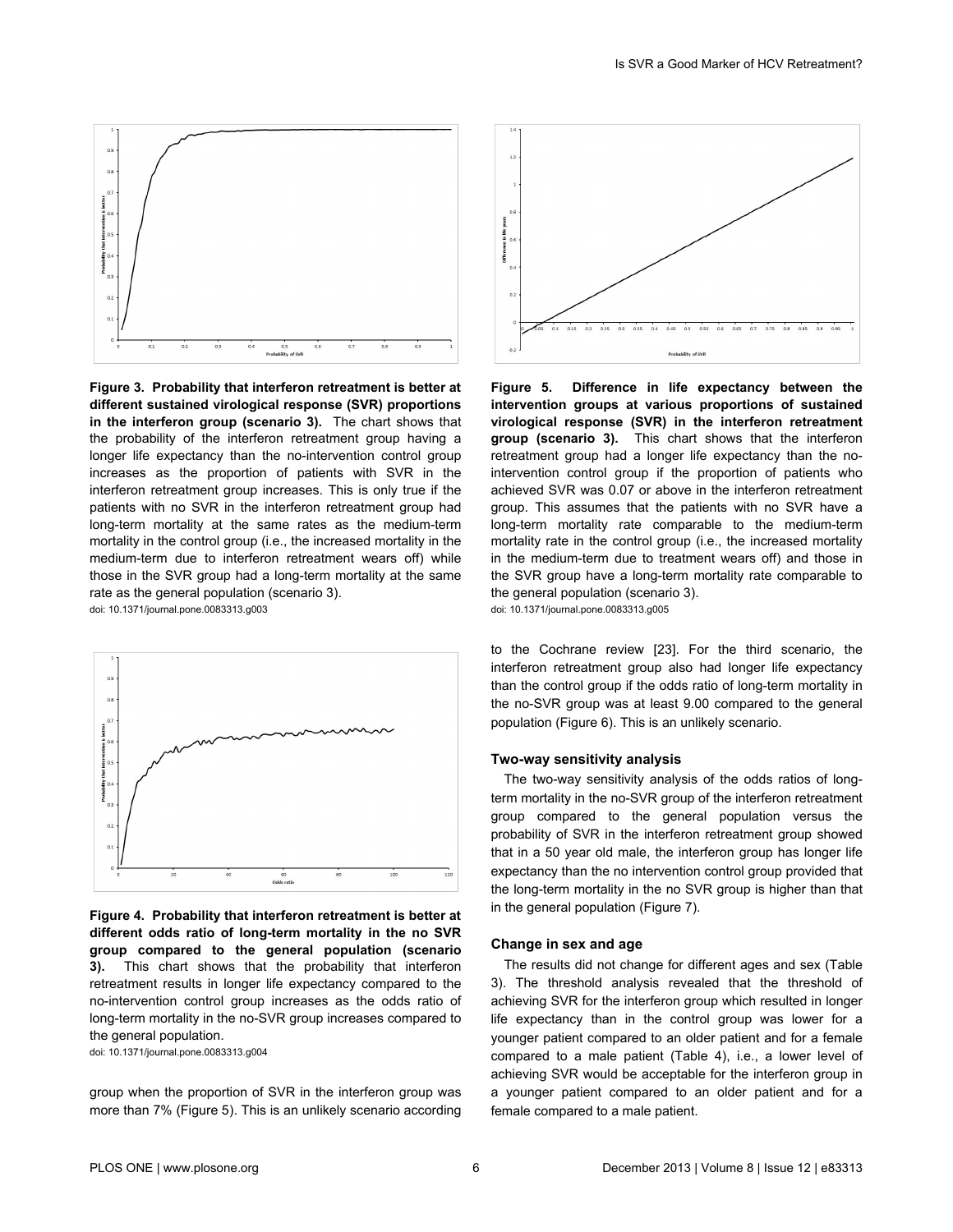**Figure 3. Probability that interferon retreatment is better at different sustained virological response (SVR) proportions in the interferon group (scenario 3).** The chart shows that the probability of the interferon retreatment group having a longer life expectancy than the no-intervention control group increases as the proportion of patients with SVR in the interferon retreatment group increases. This is only true if the patients with no SVR in the interferon retreatment group had long-term mortality at the same rates as the medium-term mortality in the control group (i.e., the increased mortality in the medium-term due to interferon retreatment wears off) while those in the SVR group had a long-term mortality at the same rate as the general population (scenario 3).
doi: 10.1371/journal.pone.0083313.g003

**Figure 4. Probability that interferon retreatment is better at different odds ratio of long-term mortality in the no SVR group compared to the general population (scenario 3).** This chart shows that the probability that interferon retreatment results in longer life expectancy compared to the no-intervention control group increases as the odds ratio of long-term mortality in the no-SVR group increases compared to the general population.
doi: 10.1371/journal.pone.0083313.g004

group when the proportion of SVR in the interferon group was more than 7% (Figure 5). This is an unlikely scenario according to the Cochrane review [23]. For the third scenario, the interferon retreatment group also had longer life expectancy than the control group if the odds ratio of long-term mortality in the no-SVR group was at least 9.00 compared to the general population (Figure 6). This is an unlikely scenario.

**Figure 5. Difference in life expectancy between the intervention groups at various proportions of sustained virological response (SVR) in the interferon retreatment group (scenario 3).** This chart shows that the interferon retreatment group had a longer life expectancy than the no-intervention control group if the proportion of patients who achieved SVR was 0.07 or above in the interferon retreatment group. This assumes that the patients with no SVR have a long-term mortality rate comparable to the medium-term mortality rate in the control group (i.e., the increased mortality in the medium-term due to treatment wears off) and those in the SVR group have a long-term mortality rate comparable to the general population (scenario 3).
doi: 10.1371/journal.pone.0083313.g005

### Two-way sensitivity analysis

The two-way sensitivity analysis of the odds ratios of long-term mortality in the no-SVR group of the interferon retreatment group compared to the general population versus the probability of SVR in the interferon retreatment group showed that in a 50 year old male, the interferon group has longer life expectancy than the no intervention control group provided that the long-term mortality in the no SVR group is higher than that in the general population (Figure 7).

### Change in sex and age

The results did not change for different ages and sex (Table 3). The threshold analysis revealed that the threshold of achieving SVR for the interferon group which resulted in longer life expectancy than in the control group was lower for a younger patient compared to an older patient and for a female compared to a male patient (Table 4), i.e., a lower level of achieving SVR would be acceptable for the interferon group in a younger patient compared to an older patient and for a female compared to a male patient.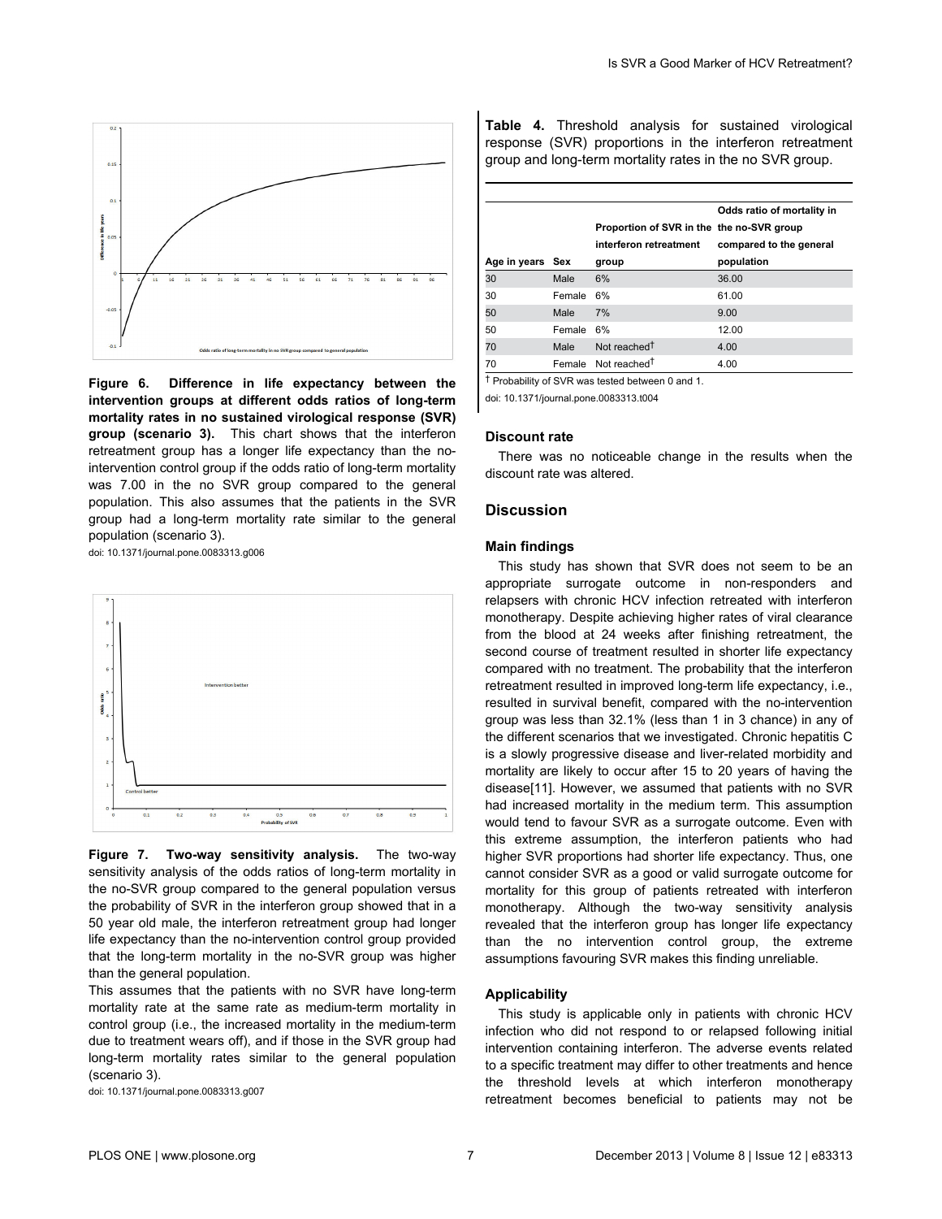**Figure 6. Difference in life expectancy between the intervention groups at different odds ratios of long-term mortality rates in no sustained virological response (SVR) group (scenario 3).** This chart shows that the interferon retreatment group has a longer life expectancy than the no-intervention control group if the odds ratio of long-term mortality was 7.00 in the no SVR group compared to the general population. This also assumes that the patients in the SVR group had a long-term mortality rate similar to the general population (scenario 3).

doi: 10.1371/journal.pone.0083313.g006

**Figure 7. Two-way sensitivity analysis.** The two-way sensitivity analysis of the odds ratios of long-term mortality in the no-SVR group compared to the general population versus the probability of SVR in the interferon group showed that in a 50 year old male, the interferon retreatment group had longer life expectancy than the no-intervention control group provided that the long-term mortality in the no-SVR group was higher than the general population.

This assumes that the patients with no SVR have long-term mortality rate at the same rate as medium-term mortality in control group (i.e., the increased mortality in the medium-term due to treatment wears off), and if those in the SVR group had long-term mortality rates similar to the general population (scenario 3).

doi: 10.1371/journal.pone.0083313.g007

**Table 4.** Threshold analysis for sustained virological response (SVR) proportions in the interferon retreatment group and long-term mortality rates in the no SVR group.

| Age in years | Sex | Proportion of SVR in the interferon retreatment group | Odds ratio of mortality in the no-SVR group compared to the general population |
|---|---|---|---|
| 30 | Male | 6% | 36.00 |
| 30 | Female | 6% | 61.00 |
| 50 | Male | 7% | 9.00 |
| 50 | Female | 6% | 12.00 |
| 70 | Male | Not reached[†] | 4.00 |
| 70 | Female | Not reached[†] | 4.00 |

[†] Probability of SVR was tested between 0 and 1.

doi: 10.1371/journal.pone.0083313.t004

### Discount rate

There was no noticeable change in the results when the discount rate was altered.

## Discussion

### Main findings

This study has shown that SVR does not seem to be an appropriate surrogate outcome in non-responders and relapsers with chronic HCV infection retreated with interferon monotherapy. Despite achieving higher rates of viral clearance from the blood at 24 weeks after finishing retreatment, the second course of treatment resulted in shorter life expectancy compared with no treatment. The probability that the interferon retreatment resulted in improved long-term life expectancy, i.e., resulted in survival benefit, compared with the no-intervention group was less than 32.1% (less than 1 in 3 chance) in any of the different scenarios that we investigated. Chronic hepatitis C is a slowly progressive disease and liver-related morbidity and mortality are likely to occur after 15 to 20 years of having the disease[11]. However, we assumed that patients with no SVR had increased mortality in the medium term. This assumption would tend to favour SVR as a surrogate outcome. Even with this extreme assumption, the interferon patients who had higher SVR proportions had shorter life expectancy. Thus, one cannot consider SVR as a good or valid surrogate outcome for mortality for this group of patients retreated with interferon monotherapy. Although the two-way sensitivity analysis revealed that the interferon group has longer life expectancy than the no intervention control group, the extreme assumptions favouring SVR makes this finding unreliable.

### Applicability

This study is applicable only in patients with chronic HCV infection who did not respond to or relapsed following initial intervention containing interferon. The adverse events related to a specific treatment may differ to other treatments and hence the threshold levels at which interferon monotherapy retreatment becomes beneficial to patients may not be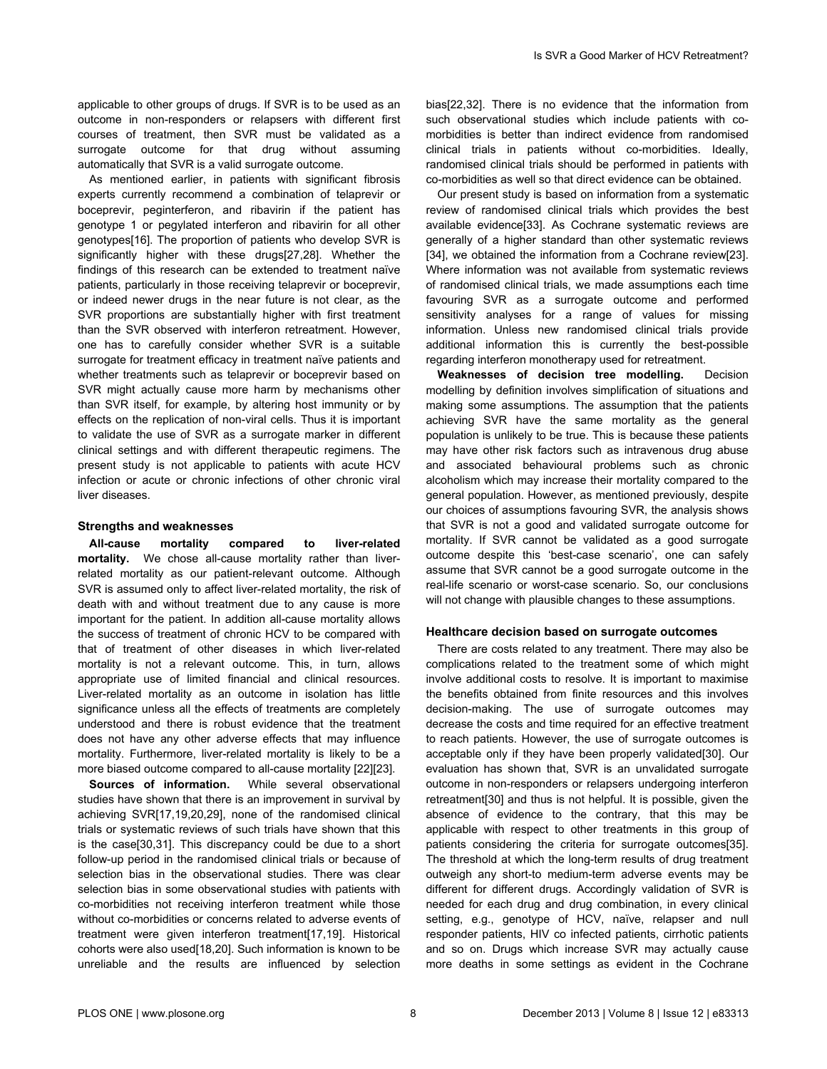applicable to other groups of drugs. If SVR is to be used as an outcome in non-responders or relapsers with different first courses of treatment, then SVR must be validated as a surrogate outcome for that drug without assuming automatically that SVR is a valid surrogate outcome.

As mentioned earlier, in patients with significant fibrosis experts currently recommend a combination of telaprevir or boceprevir, peginterferon, and ribavirin if the patient has genotype 1 or pegylated interferon and ribavirin for all other genotypes[16]. The proportion of patients who develop SVR is significantly higher with these drugs[27,28]. Whether the findings of this research can be extended to treatment naïve patients, particularly in those receiving telaprevir or boceprevir, or indeed newer drugs in the near future is not clear, as the SVR proportions are substantially higher with first treatment than the SVR observed with interferon retreatment. However, one has to carefully consider whether SVR is a suitable surrogate for treatment efficacy in treatment naïve patients and whether treatments such as telaprevir or boceprevir based on SVR might actually cause more harm by mechanisms other than SVR itself, for example, by altering host immunity or by effects on the replication of non-viral cells. Thus it is important to validate the use of SVR as a surrogate marker in different clinical settings and with different therapeutic regimens. The present study is not applicable to patients with acute HCV infection or acute or chronic infections of other chronic viral liver diseases.

### Strengths and weaknesses

**All-cause mortality compared to liver-related mortality.** We chose all-cause mortality rather than liver-related mortality as our patient-relevant outcome. Although SVR is assumed only to affect liver-related mortality, the risk of death with and without treatment due to any cause is more important for the patient. In addition all-cause mortality allows the success of treatment of chronic HCV to be compared with that of treatment of other diseases in which liver-related mortality is not a relevant outcome. This, in turn, allows appropriate use of limited financial and clinical resources. Liver-related mortality as an outcome in isolation has little significance unless all the effects of treatments are completely understood and there is robust evidence that the treatment does not have any other adverse effects that may influence mortality. Furthermore, liver-related mortality is likely to be a more biased outcome compared to all-cause mortality [22][23].

**Sources of information.** While several observational studies have shown that there is an improvement in survival by achieving SVR[17,19,20,29], none of the randomised clinical trials or systematic reviews of such trials have shown that this is the case[30,31]. This discrepancy could be due to a short follow-up period in the randomised clinical trials or because of selection bias in the observational studies. There was clear selection bias in some observational studies with patients with co-morbidities not receiving interferon treatment while those without co-morbidities or concerns related to adverse events of treatment were given interferon treatment[17,19]. Historical cohorts were also used[18,20]. Such information is known to be unreliable and the results are influenced by selection bias[22,32]. There is no evidence that the information from such observational studies which include patients with co-morbidities is better than indirect evidence from randomised clinical trials in patients without co-morbidities. Ideally, randomised clinical trials should be performed in patients with co-morbidities as well so that direct evidence can be obtained.

Our present study is based on information from a systematic review of randomised clinical trials which provides the best available evidence[33]. As Cochrane systematic reviews are generally of a higher standard than other systematic reviews [34], we obtained the information from a Cochrane review[23]. Where information was not available from systematic reviews of randomised clinical trials, we made assumptions each time favouring SVR as a surrogate outcome and performed sensitivity analyses for a range of values for missing information. Unless new randomised clinical trials provide additional information this is currently the best-possible regarding interferon monotherapy used for retreatment.

**Weaknesses of decision tree modelling.** Decision modelling by definition involves simplification of situations and making some assumptions. The assumption that the patients achieving SVR have the same mortality as the general population is unlikely to be true. This is because these patients may have other risk factors such as intravenous drug abuse and associated behavioural problems such as chronic alcoholism which may increase their mortality compared to the general population. However, as mentioned previously, despite our choices of assumptions favouring SVR, the analysis shows that SVR is not a good and validated surrogate outcome for mortality. If SVR cannot be validated as a good surrogate outcome despite this 'best-case scenario', one can safely assume that SVR cannot be a good surrogate outcome in the real-life scenario or worst-case scenario. So, our conclusions will not change with plausible changes to these assumptions.

### Healthcare decision based on surrogate outcomes

There are costs related to any treatment. There may also be complications related to the treatment some of which might involve additional costs to resolve. It is important to maximise the benefits obtained from finite resources and this involves decision-making. The use of surrogate outcomes may decrease the costs and time required for an effective treatment to reach patients. However, the use of surrogate outcomes is acceptable only if they have been properly validated[30]. Our evaluation has shown that, SVR is an unvalidated surrogate outcome in non-responders or relapsers undergoing interferon retreatment[30] and thus is not helpful. It is possible, given the absence of evidence to the contrary, that this may be applicable with respect to other treatments in this group of patients considering the criteria for surrogate outcomes[35]. The threshold at which the long-term results of drug treatment outweigh any short-to medium-term adverse events may be different for different drugs. Accordingly validation of SVR is needed for each drug and drug combination, in every clinical setting, e.g., genotype of HCV, naïve, relapser and null responder patients, HIV co infected patients, cirrhotic patients and so on. Drugs which increase SVR may actually cause more deaths in some settings as evident in the Cochrane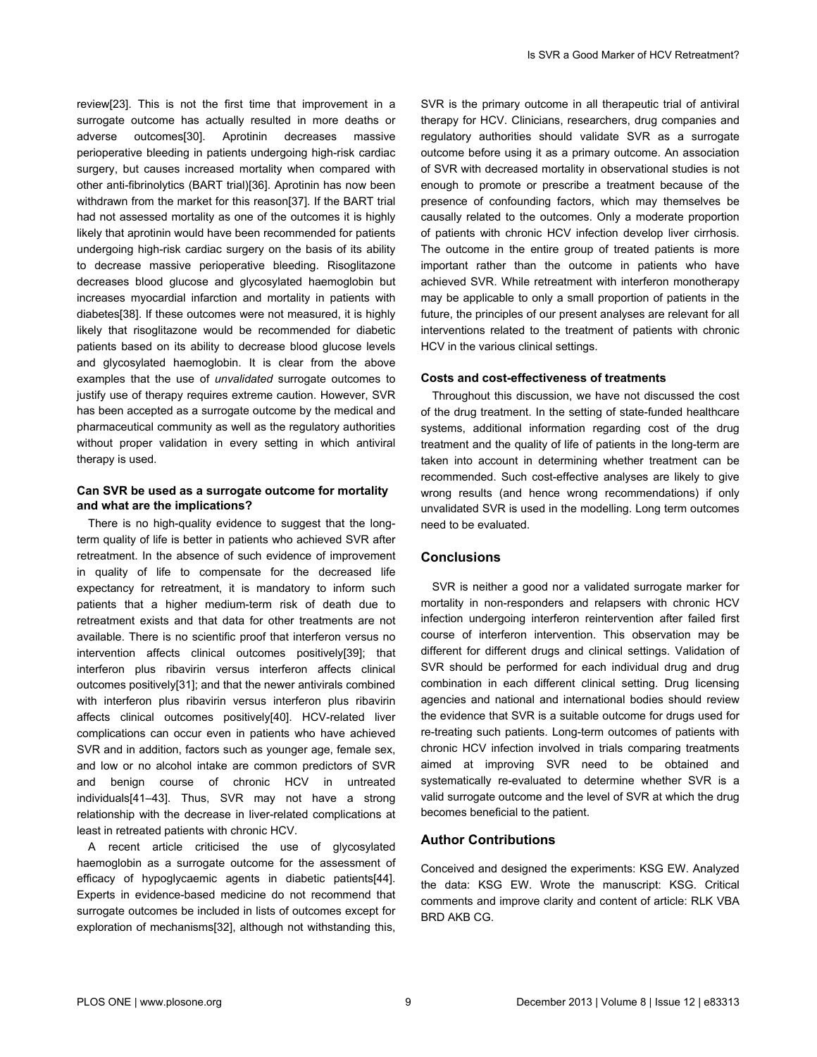review[23]. This is not the first time that improvement in a surrogate outcome has actually resulted in more deaths or adverse outcomes[30]. Aprotinin decreases massive perioperative bleeding in patients undergoing high-risk cardiac surgery, but causes increased mortality when compared with other anti-fibrinolytics (BART trial)[36]. Aprotinin has now been withdrawn from the market for this reason[37]. If the BART trial had not assessed mortality as one of the outcomes it is highly likely that aprotinin would have been recommended for patients undergoing high-risk cardiac surgery on the basis of its ability to decrease massive perioperative bleeding. Risoglitazone decreases blood glucose and glycosylated haemoglobin but increases myocardial infarction and mortality in patients with diabetes[38]. If these outcomes were not measured, it is highly likely that risoglitazone would be recommended for diabetic patients based on its ability to decrease blood glucose levels and glycosylated haemoglobin. It is clear from the above examples that the use of *unvalidated* surrogate outcomes to justify use of therapy requires extreme caution. However, SVR has been accepted as a surrogate outcome by the medical and pharmaceutical community as well as the regulatory authorities without proper validation in every setting in which antiviral therapy is used.

### Can SVR be used as a surrogate outcome for mortality and what are the implications?

There is no high-quality evidence to suggest that the long-term quality of life is better in patients who achieved SVR after retreatment. In the absence of such evidence of improvement in quality of life to compensate for the decreased life expectancy for retreatment, it is mandatory to inform such patients that a higher medium-term risk of death due to retreatment exists and that data for other treatments are not available. There is no scientific proof that interferon versus no intervention affects clinical outcomes positively[39]; that interferon plus ribavirin versus interferon affects clinical outcomes positively[31]; and that the newer antivirals combined with interferon plus ribavirin versus interferon plus ribavirin affects clinical outcomes positively[40]. HCV-related liver complications can occur even in patients who have achieved SVR and in addition, factors such as younger age, female sex, and low or no alcohol intake are common predictors of SVR and benign course of chronic HCV in untreated individuals[41–43]. Thus, SVR may not have a strong relationship with the decrease in liver-related complications at least in retreated patients with chronic HCV.

A recent article criticised the use of glycosylated haemoglobin as a surrogate outcome for the assessment of efficacy of hypoglycaemic agents in diabetic patients[44]. Experts in evidence-based medicine do not recommend that surrogate outcomes be included in lists of outcomes except for exploration of mechanisms[32], although not withstanding this, SVR is the primary outcome in all therapeutic trial of antiviral therapy for HCV. Clinicians, researchers, drug companies and regulatory authorities should validate SVR as a surrogate outcome before using it as a primary outcome. An association of SVR with decreased mortality in observational studies is not enough to promote or prescribe a treatment because of the presence of confounding factors, which may themselves be causally related to the outcomes. Only a moderate proportion of patients with chronic HCV infection develop liver cirrhosis. The outcome in the entire group of treated patients is more important rather than the outcome in patients who have achieved SVR. While retreatment with interferon monotherapy may be applicable to only a small proportion of patients in the future, the principles of our present analyses are relevant for all interventions related to the treatment of patients with chronic HCV in the various clinical settings.

### Costs and cost-effectiveness of treatments

Throughout this discussion, we have not discussed the cost of the drug treatment. In the setting of state-funded healthcare systems, additional information regarding cost of the drug treatment and the quality of life of patients in the long-term are taken into account in determining whether treatment can be recommended. Such cost-effective analyses are likely to give wrong results (and hence wrong recommendations) if only unvalidated SVR is used in the modelling. Long term outcomes need to be evaluated.

## Conclusions

SVR is neither a good nor a validated surrogate marker for mortality in non-responders and relapsers with chronic HCV infection undergoing interferon reintervention after failed first course of interferon intervention. This observation may be different for different drugs and clinical settings. Validation of SVR should be performed for each individual drug and drug combination in each different clinical setting. Drug licensing agencies and national and international bodies should review the evidence that SVR is a suitable outcome for drugs used for re-treating such patients. Long-term outcomes of patients with chronic HCV infection involved in trials comparing treatments aimed at improving SVR need to be obtained and systematically re-evaluated to determine whether SVR is a valid surrogate outcome and the level of SVR at which the drug becomes beneficial to the patient.

## Author Contributions

Conceived and designed the experiments: KSG EW. Analyzed the data: KSG EW. Wrote the manuscript: KSG. Critical comments and improve clarity and content of article: RLK VBA BRD AKB CG.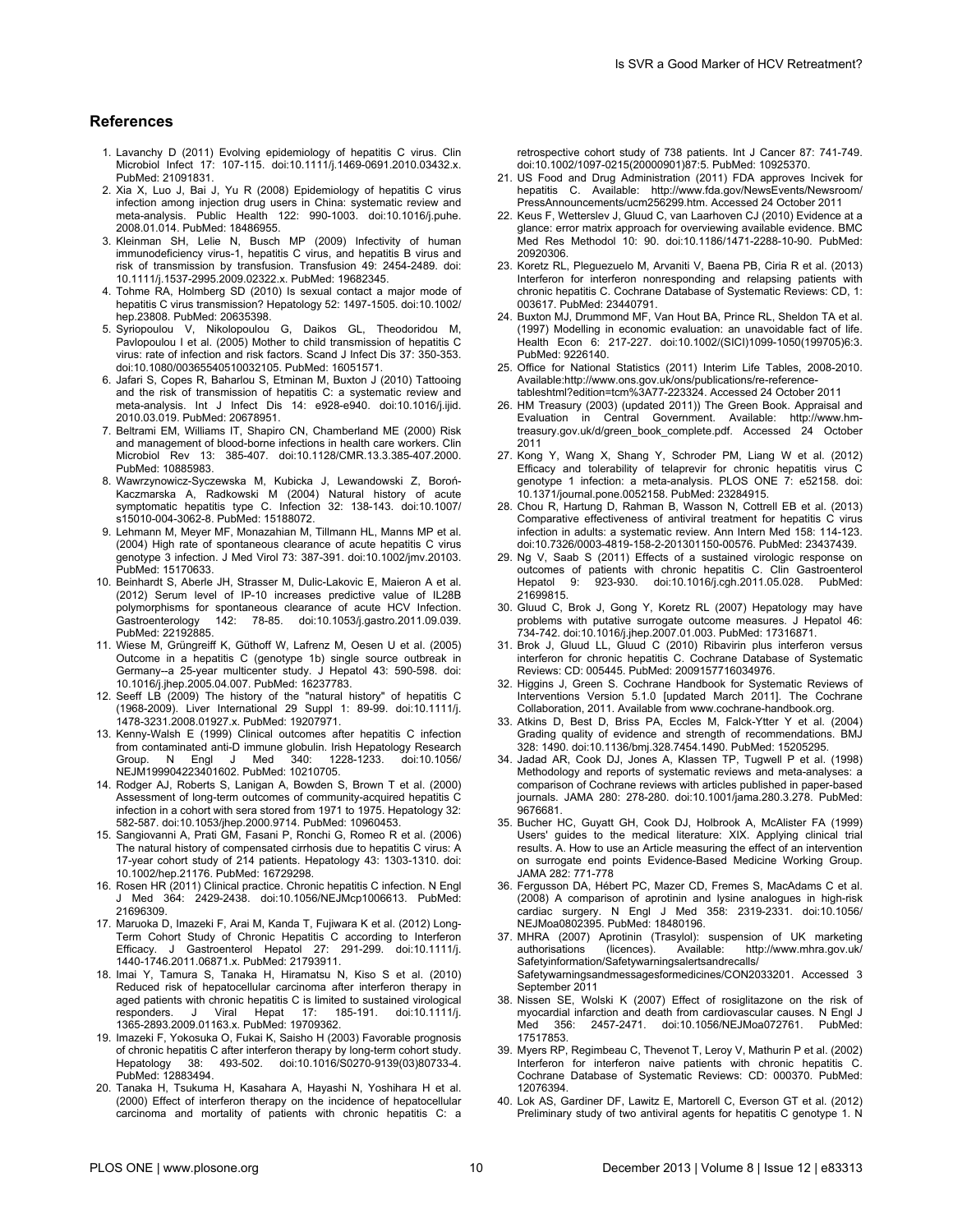## References

1. Lavanchy D (2011) Evolving epidemiology of hepatitis C virus. Clin Microbiol Infect 17: 107-115. doi:10.1111/j.1469-0691.2010.03432.x. PubMed: 21091831.
2. Xia X, Luo J, Bai J, Yu R (2008) Epidemiology of hepatitis C virus infection among injection drug users in China: systematic review and meta-analysis. Public Health 122: 990-1003. doi:10.1016/j.puhe.2008.01.014. PubMed: 18486955.
3. Kleinman SH, Lelie N, Busch MP (2009) Infectivity of human immunodeficiency virus-1, hepatitis C virus, and hepatitis B virus and risk of transmission by transfusion. Transfusion 49: 2454-2489. doi:10.1111/j.1537-2995.2009.02322.x. PubMed: 19682345.
4. Tohme RA, Holmberg SD (2010) Is sexual contact a major mode of hepatitis C virus transmission? Hepatology 52: 1497-1505. doi:10.1002/hep.23808. PubMed: 20635398.
5. Syriopoulou V, Nikolopoulou G, Daikos GL, Theodoridou M, Pavlopoulou I et al. (2005) Mother to child transmission of hepatitis C virus: rate of infection and risk factors. Scand J Infect Dis 37: 350-353. doi:10.1080/00365540510032105. PubMed: 16051571.
6. Jafari S, Copes R, Baharlou S, Etminan M, Buxton J (2010) Tattooing and the risk of transmission of hepatitis C: a systematic review and meta-analysis. Int J Infect Dis 14: e928-e940. doi:10.1016/j.ijid.2010.03.019. PubMed: 20678951.
7. Beltrami EM, Williams IT, Shapiro CN, Chamberland ME (2000) Risk and management of blood-borne infections in health care workers. Clin Microbiol Rev 13: 385-407. doi:10.1128/CMR.13.3.385-407.2000. PubMed: 10885983.
8. Wawrzynowicz-Syczewska M, Kubicka J, Lewandowski Z, Boroń-Kaczmarska A, Radkowski M (2004) Natural history of acute symptomatic hepatitis type C. Infection 32: 138-143. doi:10.1007/s15010-004-3062-8. PubMed: 15188072.
9. Lehmann M, Meyer MF, Monazahian M, Tillmann HL, Manns MP et al. (2004) High rate of spontaneous clearance of acute hepatitis C virus genotype 3 infection. J Med Virol 73: 387-391. doi:10.1002/jmv.20103. PubMed: 15170633.
10. Beinhardt S, Aberle JH, Strasser M, Dulic-Lakovic E, Maieron A et al. (2012) Serum level of IP-10 increases predictive value of IL28B polymorphisms for spontaneous clearance of acute HCV Infection. Gastroenterology 142: 78-85. doi:10.1053/j.gastro.2011.09.039. PubMed: 22192885.
11. Wiese M, Grüngreiff K, Güthoff W, Lafrenz M, Oesen U et al. (2005) Outcome in a hepatitis C (genotype 1b) single source outbreak in Germany--a 25-year multicenter study. J Hepatol 43: 590-598. doi:10.1016/j.jhep.2005.04.007. PubMed: 16237783.
12. Seeff LB (2009) The history of the "natural history" of hepatitis C (1968-2009). Liver International 29 Suppl 1: 89-99. doi:10.1111/j.1478-3231.2008.01927.x. PubMed: 19207971.
13. Kenny-Walsh E (1999) Clinical outcomes after hepatitis C infection from contaminated anti-D immune globulin. Irish Hepatology Research Group. N Engl J Med 340: 1228-1233. doi:10.1056/NEJM199904223401602. PubMed: 10210705.
14. Rodger AJ, Roberts S, Lanigan A, Bowden S, Brown T et al. (2000) Assessment of long-term outcomes of community-acquired hepatitis C infection in a cohort with sera stored from 1971 to 1975. Hepatology 32: 582-587. doi:10.1053/jhep.2000.9714. PubMed: 10960453.
15. Sangiovanni A, Prati GM, Fasani P, Ronchi G, Romeo R et al. (2006) The natural history of compensated cirrhosis due to hepatitis C virus: A 17-year cohort study of 214 patients. Hepatology 43: 1303-1310. doi:10.1002/hep.21176. PubMed: 16729298.
16. Rosen HR (2011) Clinical practice. Chronic hepatitis C infection. N Engl J Med 364: 2429-2438. doi:10.1056/NEJMcp1006613. PubMed: 21696309.
17. Maruoka D, Imazeki F, Arai M, Kanda T, Fujiwara K et al. (2012) Long-Term Cohort Study of Chronic Hepatitis C according to Interferon Efficacy. J Gastroenterol Hepatol 27: 291-299. doi:10.1111/j.1440-1746.2011.06871.x. PubMed: 21793911.
18. Imai Y, Tamura S, Tanaka H, Hiramatsu N, Kiso S et al. (2010) Reduced risk of hepatocellular carcinoma after interferon therapy in aged patients with chronic hepatitis C is limited to sustained virological responders. J Viral Hepat 17: 185-191. doi:10.1111/j.1365-2893.2009.01163.x. PubMed: 19709362.
19. Imazeki F, Yokosuka O, Fukai K, Saisho H (2003) Favorable prognosis of chronic hepatitis C after interferon therapy by long-term cohort study. Hepatology 38: 493-502. doi:10.1016/S0270-9139(03)80733-4. PubMed: 12883494.
20. Tanaka H, Tsukuma H, Kasahara A, Hayashi N, Yoshihara H et al. (2000) Effect of interferon therapy on the incidence of hepatocellular carcinoma and mortality of patients with chronic hepatitis C: a retrospective cohort study of 738 patients. Int J Cancer 87: 741-749. doi:10.1002/1097-0215(20000901)87:5. PubMed: 10925370.
21. US Food and Drug Administration (2011) FDA approves Incivek for hepatitis C. Available: http://www.fda.gov/NewsEvents/Newsroom/PressAnnouncements/ucm256299.htm. Accessed 24 October 2011
22. Keus F, Wetterslev J, Gluud C, van Laarhoven CJ (2010) Evidence at a glance: error matrix approach for overviewing available evidence. BMC Med Res Methodol 10: 90. doi:10.1186/1471-2288-10-90. PubMed: 20920306.
23. Koretz RL, Pleguezuelo M, Arvaniti V, Baena PB, Ciria R et al. (2013) Interferon for interferon nonresponding and relapsing patients with chronic hepatitis C. Cochrane Database of Systematic Reviews: CD, 1: 003617. PubMed: 23440791.
24. Buxton MJ, Drummond MF, Van Hout BA, Prince RL, Sheldon TA et al. (1997) Modelling in economic evaluation: an unavoidable fact of life. Health Econ 6: 217-227. doi:10.1002/(SICI)1099-1050(199705)6:3. PubMed: 9226140.
25. Office for National Statistics (2011) Interim Life Tables, 2008-2010. Available:http://www.ons.gov.uk/ons/publications/re-reference-tables.html?edition=tcm%3A77-223324. Accessed 24 October 2011
26. HM Treasury (2003) (updated 2011)) The Green Book. Appraisal and Evaluation in Central Government. Available: http://www.hm-treasury.gov.uk/d/green_book_complete.pdf. Accessed 24 October 2011
27. Kong Y, Wang X, Shang Y, Schroder PM, Liang W et al. (2012) Efficacy and tolerability of telaprevir for chronic hepatitis virus C genotype 1 infection: a meta-analysis. PLOS ONE 7: e52158. doi:10.1371/journal.pone.0052158. PubMed: 23284915.
28. Chou R, Hartung D, Rahman B, Wasson N, Cottrell EB et al. (2013) Comparative effectiveness of antiviral treatment for hepatitis C virus infection in adults: a systematic review. Ann Intern Med 158: 114-123. doi:10.7326/0003-4819-158-2-201301150-00576. PubMed: 23437439.
29. Ng V, Saab S (2011) Effects of a sustained virologic response on outcomes of patients with chronic hepatitis C. Clin Gastroenterol Hepatol 9: 923-930. doi:10.1016/j.cgh.2011.05.028. PubMed: 21699815.
30. Gluud C, Brok J, Gong Y, Koretz RL (2007) Hepatology may have problems with putative surrogate outcome measures. J Hepatol 46: 734-742. doi:10.1016/j.jhep.2007.01.003. PubMed: 17316871.
31. Brok J, Gluud LL, Gluud C (2010) Ribavirin plus interferon versus interferon for chronic hepatitis C. Cochrane Database of Systematic Reviews: CD: 005445. PubMed: 2009157716034976.
32. Higgins J, Green S. Cochrane Handbook for Systematic Reviews of Interventions Version 5.1.0 [updated March 2011]. The Cochrane Collaboration, 2011. Available from www.cochrane-handbook.org.
33. Atkins D, Best D, Briss PA, Eccles M, Falck-Ytter Y et al. (2004) Grading quality of evidence and strength of recommendations. BMJ 328: 1490. doi:10.1136/bmj.328.7454.1490. PubMed: 15205295.
34. Jadad AR, Cook DJ, Jones A, Klassen TP, Tugwell P et al. (1998) Methodology and reports of systematic reviews and meta-analyses: a comparison of Cochrane reviews with articles published in paper-based journals. JAMA 280: 278-280. doi:10.1001/jama.280.3.278. PubMed: 9676681.
35. Bucher HC, Guyatt GH, Cook DJ, Holbrook A, McAlister FA (1999) Users' guides to the medical literature: XIX. Applying clinical trial results. A. How to use an Article measuring the effect of an intervention on surrogate end points Evidence-Based Medicine Working Group. JAMA 282: 771-778
36. Fergusson DA, Hébert PC, Mazer CD, Fremes S, MacAdams C et al. (2008) A comparison of aprotinin and lysine analogues in high-risk cardiac surgery. N Engl J Med 358: 2319-2331. doi:10.1056/NEJMoa0802395. PubMed: 18480196.
37. MHRA (2007) Aprotinin (Trasylol): suspension of UK marketing authorisations (licences). Available: http://www.mhra.gov.uk/Safetyinformation/Safetywarningsalertsandrecalls/Safetywarningsandmessagesformedicines/CON2033201. Accessed 3 September 2011
38. Nissen SE, Wolski K (2007) Effect of rosiglitazone on the risk of myocardial infarction and death from cardiovascular causes. N Engl J Med 356: 2457-2471. doi:10.1056/NEJMoa072761. PubMed: 17517853.
39. Myers RP, Regimbeau C, Thevenot T, Leroy V, Mathurin P et al. (2002) Interferon for interferon naive patients with chronic hepatitis C. Cochrane Database of Systematic Reviews: CD: 000370. PubMed: 12076394.
40. Lok AS, Gardiner DF, Lawitz E, Martorell C, Everson GT et al. (2012) Preliminary study of two antiviral agents for hepatitis C genotype 1. N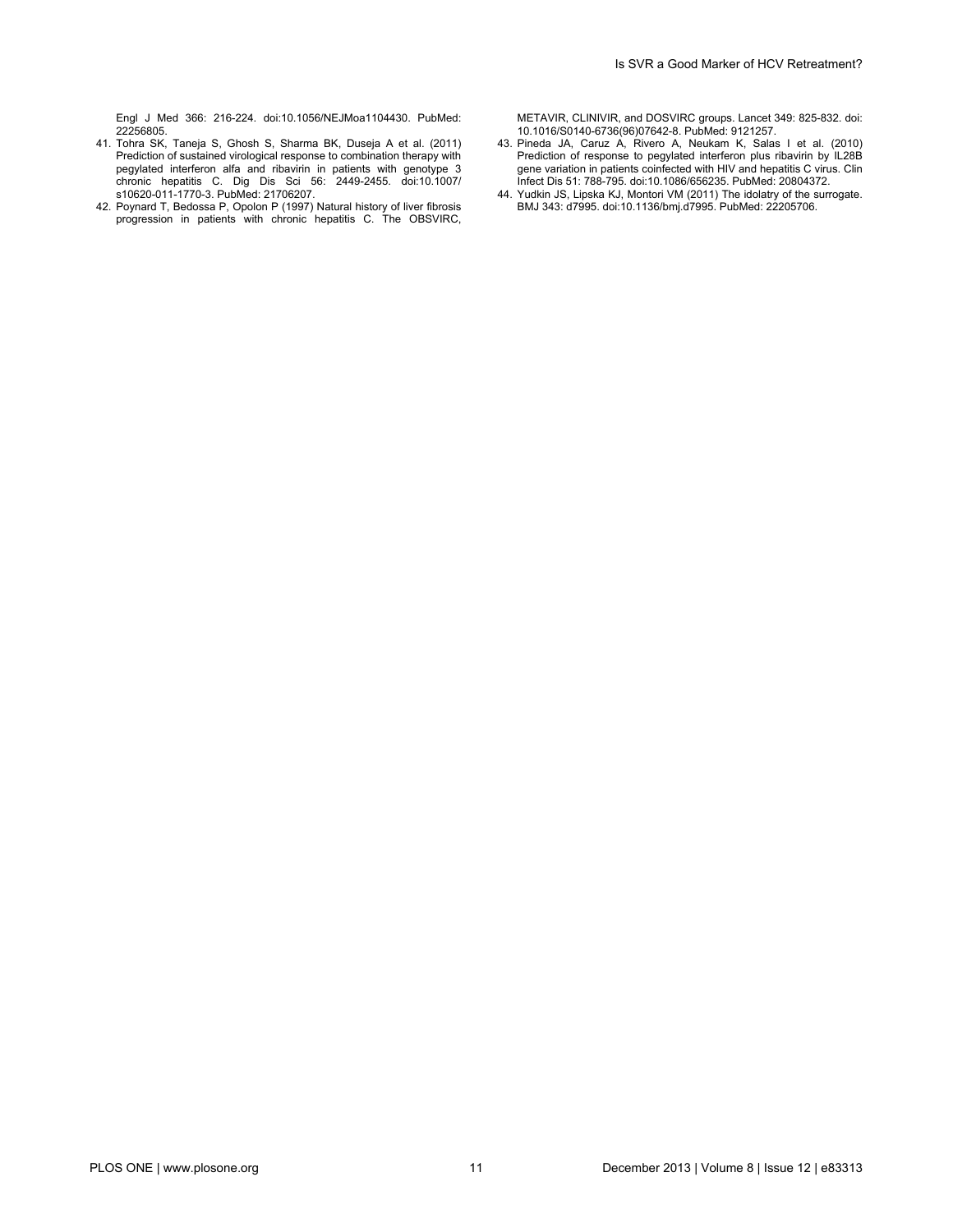Engl J Med 366: 216-224. doi:10.1056/NEJMoa1104430. PubMed: 22256805.

41. Tohra SK, Taneja S, Ghosh S, Sharma BK, Duseja A et al. (2011) Prediction of sustained virological response to combination therapy with pegylated interferon alfa and ribavirin in patients with genotype 3 chronic hepatitis C. Dig Dis Sci 56: 2449-2455. doi:10.1007/s10620-011-1770-3. PubMed: 21706207.
42. Poynard T, Bedossa P, Opolon P (1997) Natural history of liver fibrosis progression in patients with chronic hepatitis C. The OBSVIRC, METAVIR, CLINIVIR, and DOSVIRC groups. Lancet 349: 825-832. doi:10.1016/S0140-6736(96)07642-8. PubMed: 9121257.
43. Pineda JA, Caruz A, Rivero A, Neukam K, Salas I et al. (2010) Prediction of response to pegylated interferon plus ribavirin by IL28B gene variation in patients coinfected with HIV and hepatitis C virus. Clin Infect Dis 51: 788-795. doi:10.1086/656235. PubMed: 20804372.
44. Yudkin JS, Lipska KJ, Montori VM (2011) The idolatry of the surrogate. BMJ 343: d7995. doi:10.1136/bmj.d7995. PubMed: 22205706.